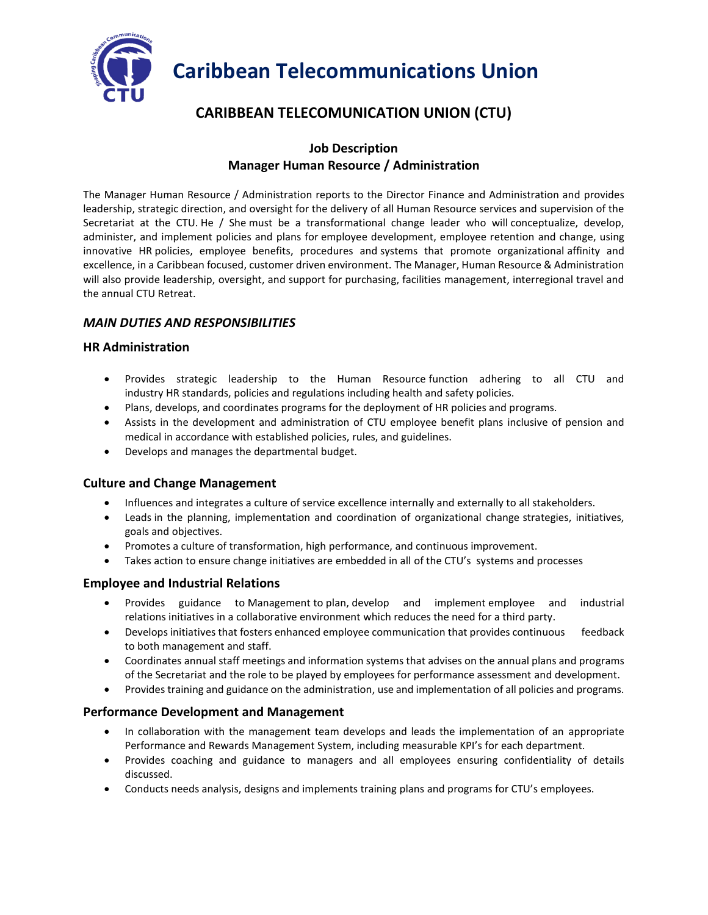# Caribbean Telecommunications Union

## CARIBBEAN TELECOMUNICATION UNION (CTU)

### Job Description
### Manager Human Resource / Administration

The Manager Human Resource / Administration reports to the Director Finance and Administration and provides leadership, strategic direction, and oversight for the delivery of all Human Resource services and supervision of the Secretariat at the CTU. He / She must be a transformational change leader who will conceptualize, develop, administer, and implement policies and plans for employee development, employee retention and change, using innovative HR policies, employee benefits, procedures and systems that promote organizational affinity and excellence, in a Caribbean focused, customer driven environment. The Manager, Human Resource & Administration will also provide leadership, oversight, and support for purchasing, facilities management, interregional travel and the annual CTU Retreat.

***MAIN DUTIES AND RESPONSIBILITIES***

**HR Administration**

- Provides strategic leadership to the Human Resource function adhering to all CTU and industry HR standards, policies and regulations including health and safety policies.
- Plans, develops, and coordinates programs for the deployment of HR policies and programs.
- Assists in the development and administration of CTU employee benefit plans inclusive of pension and medical in accordance with established policies, rules, and guidelines.
- Develops and manages the departmental budget.

**Culture and Change Management**

- Influences and integrates a culture of service excellence internally and externally to all stakeholders.
- Leads in the planning, implementation and coordination of organizational change strategies, initiatives, goals and objectives.
- Promotes a culture of transformation, high performance, and continuous improvement.
- Takes action to ensure change initiatives are embedded in all of the CTU's systems and processes

**Employee and Industrial Relations**

- Provides guidance to Management to plan, develop and implement employee and industrial relations initiatives in a collaborative environment which reduces the need for a third party.
- Develops initiatives that fosters enhanced employee communication that provides continuous feedback to both management and staff.
- Coordinates annual staff meetings and information systems that advises on the annual plans and programs of the Secretariat and the role to be played by employees for performance assessment and development.
- Provides training and guidance on the administration, use and implementation of all policies and programs.

**Performance Development and Management**

- In collaboration with the management team develops and leads the implementation of an appropriate Performance and Rewards Management System, including measurable KPI's for each department.
- Provides coaching and guidance to managers and all employees ensuring confidentiality of details discussed.
- Conducts needs analysis, designs and implements training plans and programs for CTU's employees.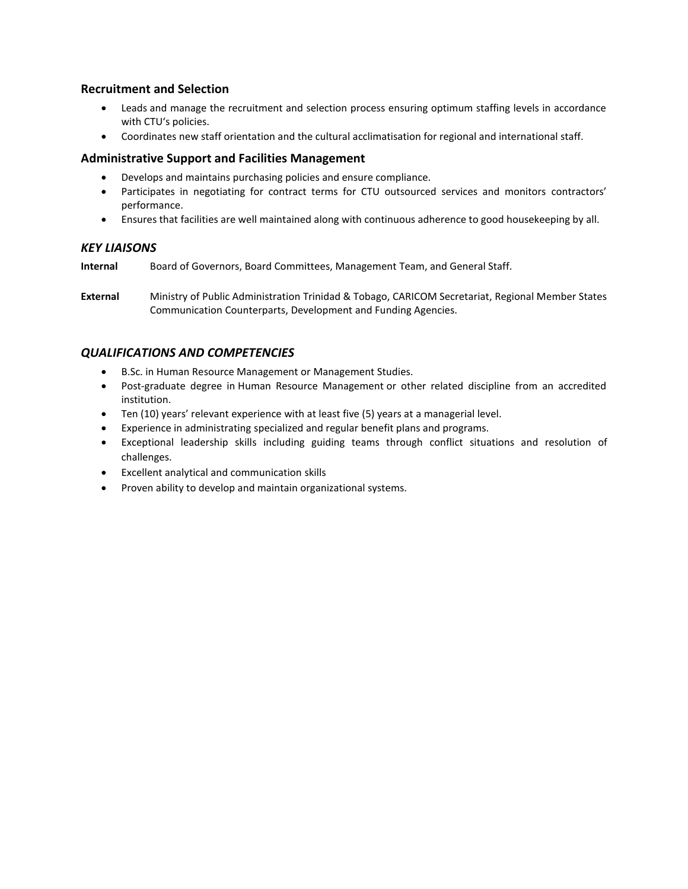### Recruitment and Selection

- Leads and manage the recruitment and selection process ensuring optimum staffing levels in accordance with CTU's policies.
- Coordinates new staff orientation and the cultural acclimatisation for regional and international staff.

### Administrative Support and Facilities Management

- Develops and maintains purchasing policies and ensure compliance.
- Participates in negotiating for contract terms for CTU outsourced services and monitors contractors' performance.
- Ensures that facilities are well maintained along with continuous adherence to good housekeeping by all.

## *KEY LIAISONS*

**Internal** Board of Governors, Board Committees, Management Team, and General Staff.

**External** Ministry of Public Administration Trinidad & Tobago, CARICOM Secretariat, Regional Member States Communication Counterparts, Development and Funding Agencies.

## *QUALIFICATIONS AND COMPETENCIES*

- B.Sc. in Human Resource Management or Management Studies.
- Post-graduate degree in Human Resource Management or other related discipline from an accredited institution.
- Ten (10) years' relevant experience with at least five (5) years at a managerial level.
- Experience in administrating specialized and regular benefit plans and programs.
- Exceptional leadership skills including guiding teams through conflict situations and resolution of challenges.
- Excellent analytical and communication skills
- Proven ability to develop and maintain organizational systems.